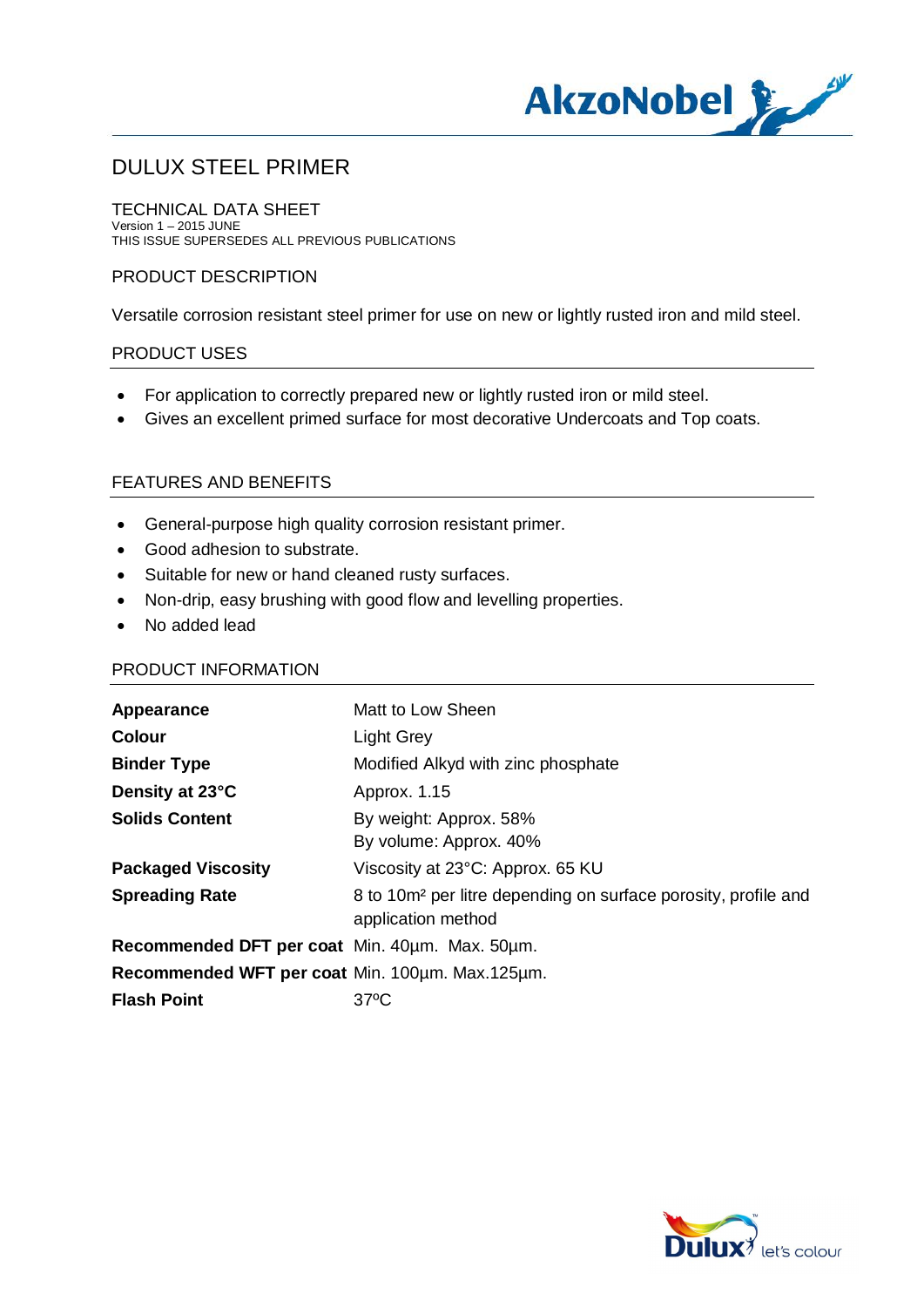# DULUX STEEL PRIMER

## TECHNICAL DATA SHEET

Version 1 – 2015 JUNE
THIS ISSUE SUPERSEDES ALL PREVIOUS PUBLICATIONS

## PRODUCT DESCRIPTION

Versatile corrosion resistant steel primer for use on new or lightly rusted iron and mild steel.

## PRODUCT USES

- For application to correctly prepared new or lightly rusted iron or mild steel.
- Gives an excellent primed surface for most decorative Undercoats and Top coats.

## FEATURES AND BENEFITS

- General-purpose high quality corrosion resistant primer.
- Good adhesion to substrate.
- Suitable for new or hand cleaned rusty surfaces.
- Non-drip, easy brushing with good flow and levelling properties.
- No added lead

## PRODUCT INFORMATION

| | |
|---|---|
| **Appearance** | Matt to Low Sheen |
| **Colour** | Light Grey |
| **Binder Type** | Modified Alkyd with zinc phosphate |
| **Density at 23°C** | Approx. 1.15 |
| **Solids Content** | By weight: Approx. 58%<br>By volume: Approx. 40% |
| **Packaged Viscosity** | Viscosity at 23°C: Approx. 65 KU |
| **Spreading Rate** | 8 to 10m² per litre depending on surface porosity, profile and application method |
| **Recommended DFT per coat** | Min. 40µm. Max. 50µm. |
| **Recommended WFT per coat** | Min. 100µm. Max.125µm. |
| **Flash Point** | 37ºC |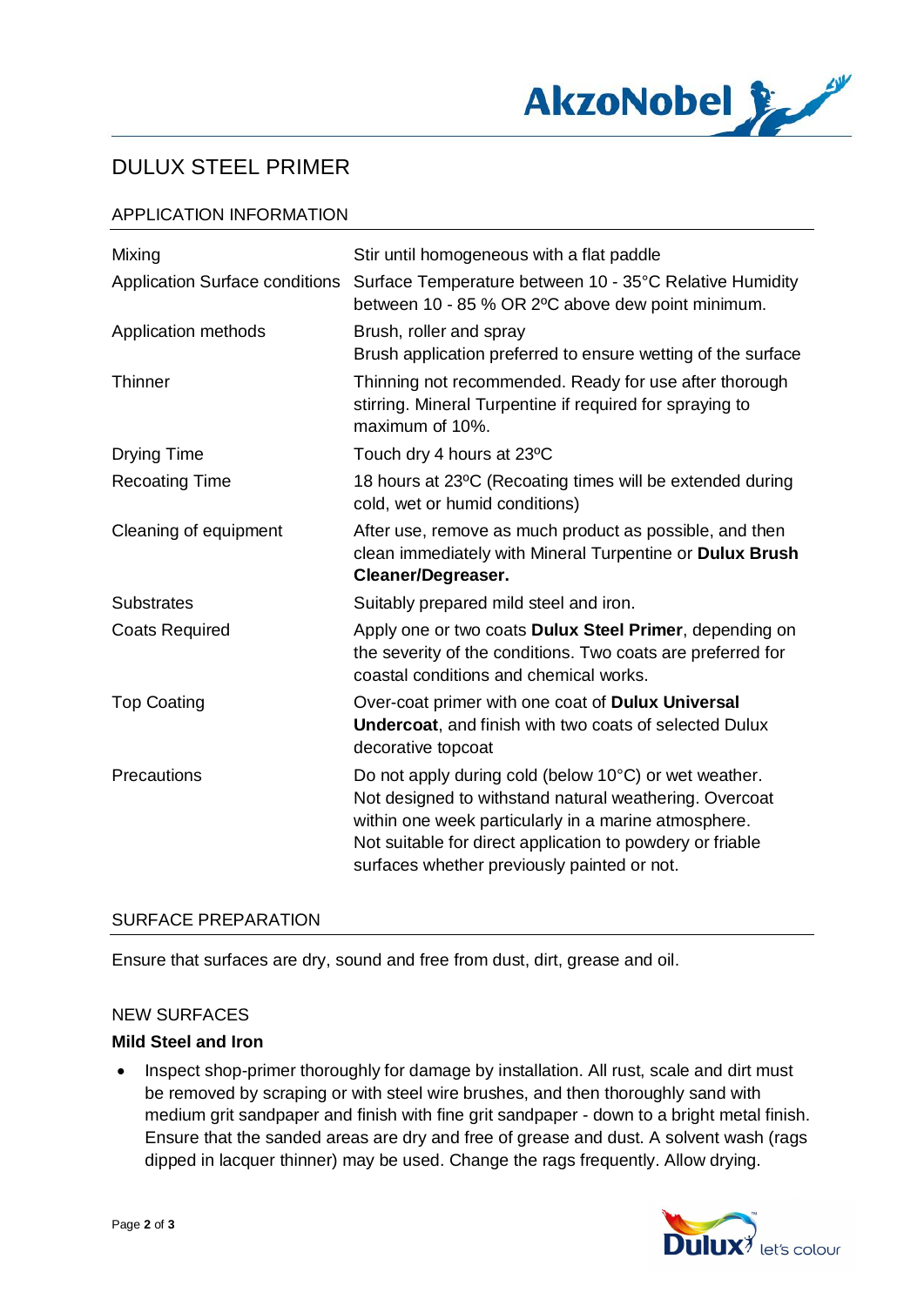# DULUX STEEL PRIMER

## APPLICATION INFORMATION

| | |
|---|---|
| Mixing | Stir until homogeneous with a flat paddle |
| Application Surface conditions | Surface Temperature between 10 - 35°C Relative Humidity between 10 - 85 % OR 2ºC above dew point minimum. |
| Application methods | Brush, roller and spray<br>Brush application preferred to ensure wetting of the surface |
| Thinner | Thinning not recommended. Ready for use after thorough stirring. Mineral Turpentine if required for spraying to maximum of 10%. |
| Drying Time | Touch dry 4 hours at 23ºC |
| Recoating Time | 18 hours at 23ºC (Recoating times will be extended during cold, wet or humid conditions) |
| Cleaning of equipment | After use, remove as much product as possible, and then clean immediately with Mineral Turpentine or **Dulux Brush Cleaner/Degreaser.** |
| Substrates | Suitably prepared mild steel and iron. |
| Coats Required | Apply one or two coats **Dulux Steel Primer**, depending on the severity of the conditions. Two coats are preferred for coastal conditions and chemical works. |
| Top Coating | Over-coat primer with one coat of **Dulux Universal Undercoat**, and finish with two coats of selected Dulux decorative topcoat |
| Precautions | Do not apply during cold (below 10°C) or wet weather. Not designed to withstand natural weathering. Overcoat within one week particularly in a marine atmosphere. Not suitable for direct application to powdery or friable surfaces whether previously painted or not. |

## SURFACE PREPARATION

Ensure that surfaces are dry, sound and free from dust, dirt, grease and oil.

### NEW SURFACES

**Mild Steel and Iron**

- Inspect shop-primer thoroughly for damage by installation. All rust, scale and dirt must be removed by scraping or with steel wire brushes, and then thoroughly sand with medium grit sandpaper and finish with fine grit sandpaper - down to a bright metal finish. Ensure that the sanded areas are dry and free of grease and dust. A solvent wash (rags dipped in lacquer thinner) may be used. Change the rags frequently. Allow drying.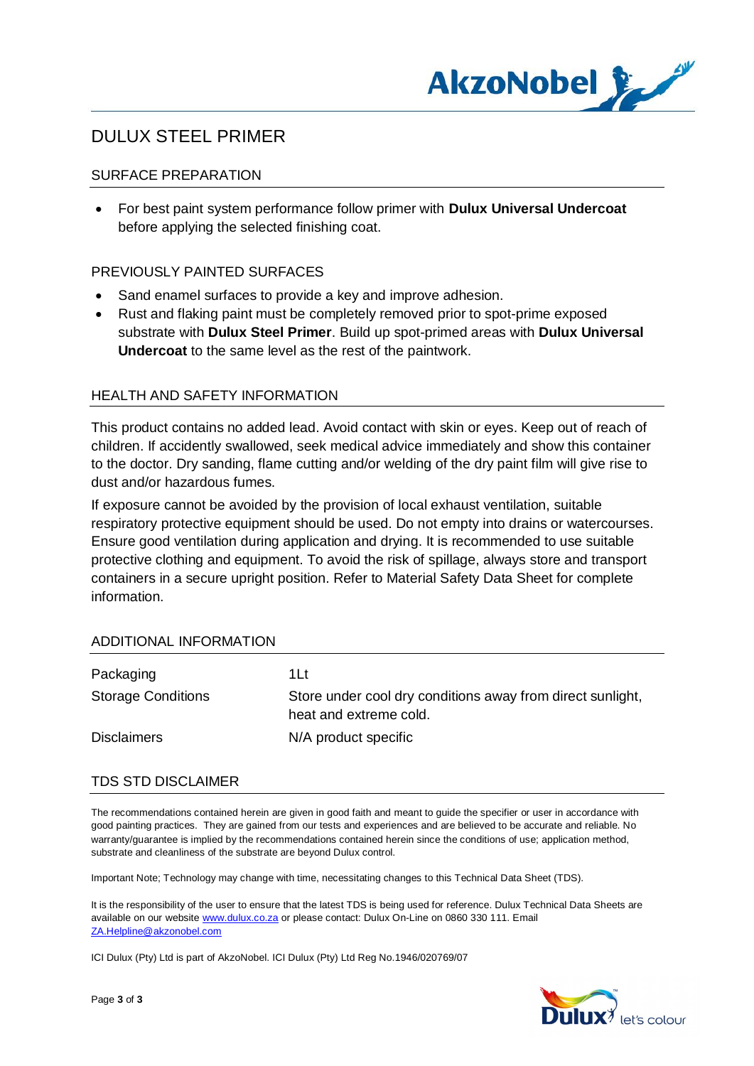# DULUX STEEL PRIMER

## SURFACE PREPARATION

- For best paint system performance follow primer with **Dulux Universal Undercoat** before applying the selected finishing coat.

## PREVIOUSLY PAINTED SURFACES

- Sand enamel surfaces to provide a key and improve adhesion.
- Rust and flaking paint must be completely removed prior to spot-prime exposed substrate with **Dulux Steel Primer**. Build up spot-primed areas with **Dulux Universal Undercoat** to the same level as the rest of the paintwork.

## HEALTH AND SAFETY INFORMATION

This product contains no added lead. Avoid contact with skin or eyes. Keep out of reach of children. If accidently swallowed, seek medical advice immediately and show this container to the doctor. Dry sanding, flame cutting and/or welding of the dry paint film will give rise to dust and/or hazardous fumes.

If exposure cannot be avoided by the provision of local exhaust ventilation, suitable respiratory protective equipment should be used. Do not empty into drains or watercourses. Ensure good ventilation during application and drying. It is recommended to use suitable protective clothing and equipment. To avoid the risk of spillage, always store and transport containers in a secure upright position. Refer to Material Safety Data Sheet for complete information.

## ADDITIONAL INFORMATION

| | |
|---|---|
| Packaging | 1Lt |
| Storage Conditions | Store under cool dry conditions away from direct sunlight, heat and extreme cold. |
| Disclaimers | N/A product specific |

## TDS STD DISCLAIMER

The recommendations contained herein are given in good faith and meant to guide the specifier or user in accordance with good painting practices. They are gained from our tests and experiences and are believed to be accurate and reliable. No warranty/guarantee is implied by the recommendations contained herein since the conditions of use; application method, substrate and cleanliness of the substrate are beyond Dulux control.

Important Note; Technology may change with time, necessitating changes to this Technical Data Sheet (TDS).

It is the responsibility of the user to ensure that the latest TDS is being used for reference. Dulux Technical Data Sheets are available on our website www.dulux.co.za or please contact: Dulux On-Line on 0860 330 111. Email ZA.Helpline@akzonobel.com

ICI Dulux (Pty) Ltd is part of AkzoNobel. ICI Dulux (Pty) Ltd Reg No.1946/020769/07